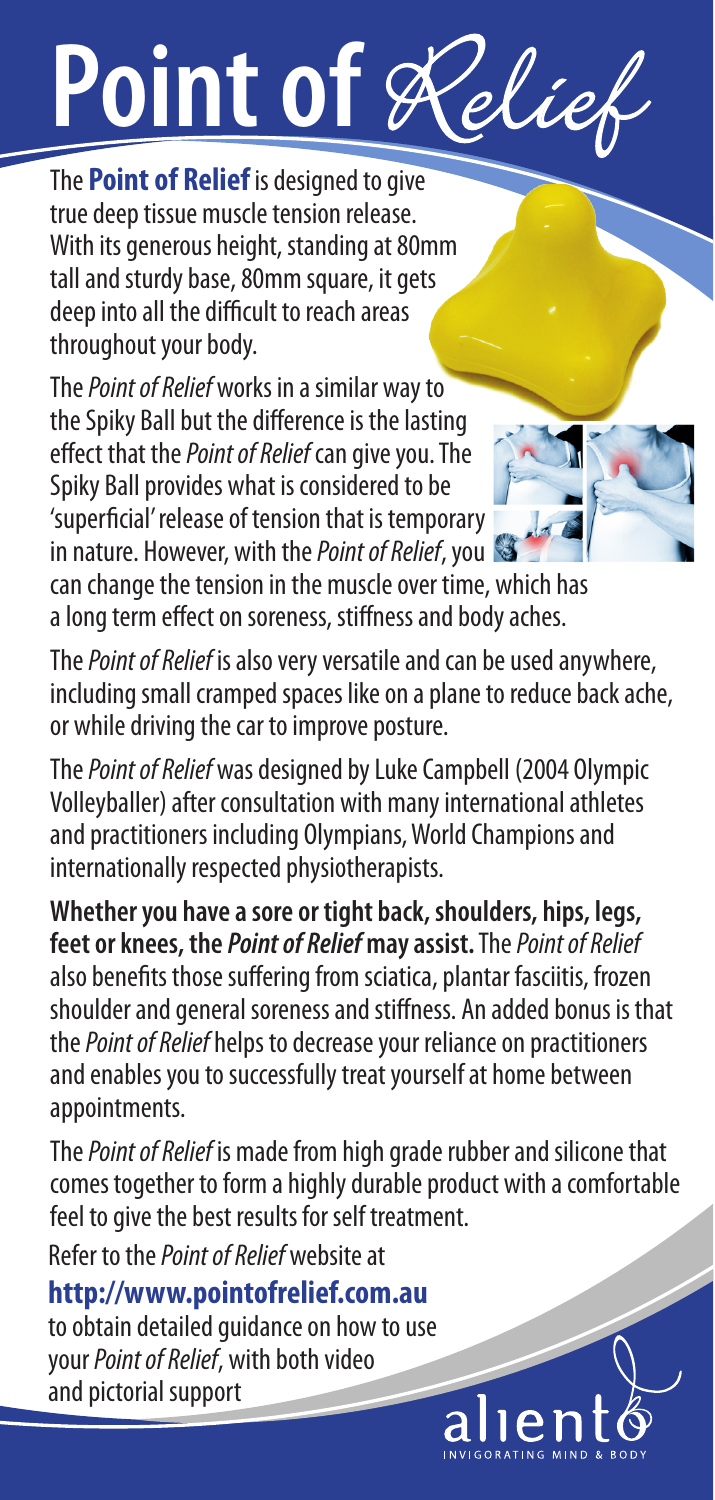# Point of *Relief*

The **Point of Relief** is designed to give true deep tissue muscle tension release. With its generous height, standing at 80mm tall and sturdy base, 80mm square, it gets deep into all the difficult to reach areas throughout your body.

The *Point of Relief* works in a similar way to the Spiky Ball but the difference is the lasting effect that the *Point of Relief* can give you. The Spiky Ball provides what is considered to be 'superficial' release of tension that is temporary in nature. However, with the *Point of Relief*, you can change the tension in the muscle over time, which has a long term effect on soreness, stiffness and body aches.

The *Point of Relief* is also very versatile and can be used anywhere, including small cramped spaces like on a plane to reduce back ache, or while driving the car to improve posture.

The *Point of Relief* was designed by Luke Campbell (2004 Olympic Volleyballer) after consultation with many international athletes and practitioners including Olympians, World Champions and internationally respected physiotherapists.

**Whether you have a sore or tight back, shoulders, hips, legs, feet or knees, the *Point of Relief* may assist.** The *Point of Relief* also benefits those suffering from sciatica, plantar fasciitis, frozen shoulder and general soreness and stiffness. An added bonus is that the *Point of Relief* helps to decrease your reliance on practitioners and enables you to successfully treat yourself at home between appointments.

The *Point of Relief* is made from high grade rubber and silicone that comes together to form a highly durable product with a comfortable feel to give the best results for self treatment.

Refer to the *Point of Relief* website at

**http://www.pointofrelief.com.au**

to obtain detailed guidance on how to use your *Point of Relief*, with both video and pictorial support

aliento

INVIGORATING MIND & BODY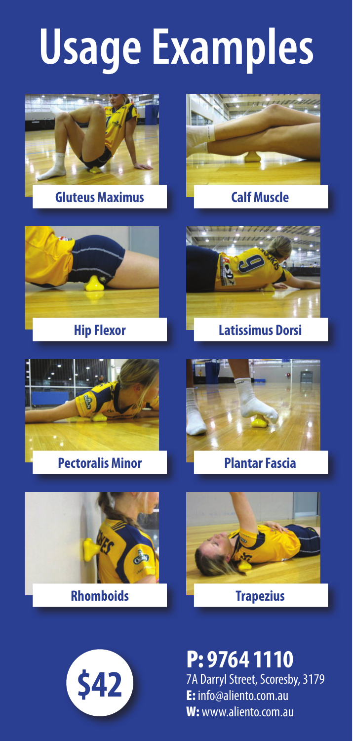# Usage Examples

Gluteus Maximus

Calf Muscle

Hip Flexor

Latissimus Dorsi

Pectoralis Minor

Plantar Fascia

Rhomboids

Trapezius

**$42**

## P: 9764 1110

7A Darryl Street, Scoresby, 3179

**E:** info@aliento.com.au

**W:** www.aliento.com.au